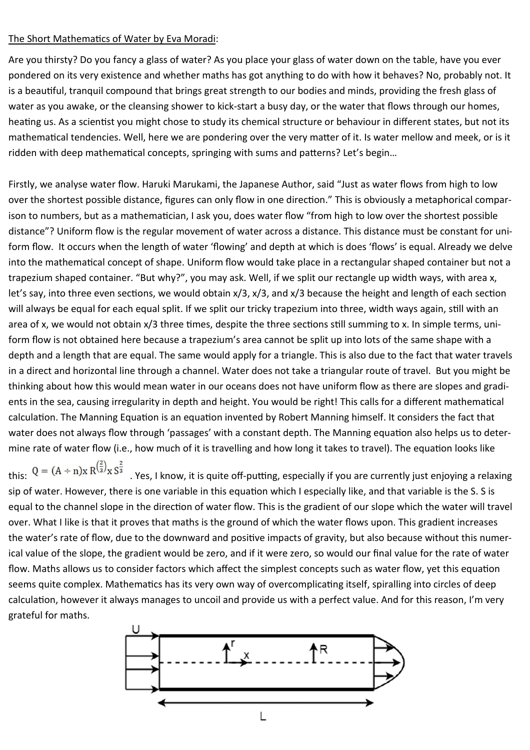The Short Mathematics of Water by Eva Moradi:

Are you thirsty? Do you fancy a glass of water? As you place your glass of water down on the table, have you ever pondered on its very existence and whether maths has got anything to do with how it behaves? No, probably not. It is a beautiful, tranquil compound that brings great strength to our bodies and minds, providing the fresh glass of water as you awake, or the cleansing shower to kick-start a busy day, or the water that flows through our homes, heating us. As a scientist you might chose to study its chemical structure or behaviour in different states, but not its mathematical tendencies. Well, here we are pondering over the very matter of it. Is water mellow and meek, or is it ridden with deep mathematical concepts, springing with sums and patterns? Let's begin…

Firstly, we analyse water flow. Haruki Marukami, the Japanese Author, said "Just as water flows from high to low over the shortest possible distance, figures can only flow in one direction." This is obviously a metaphorical comparison to numbers, but as a mathematician, I ask you, does water flow "from high to low over the shortest possible distance"? Uniform flow is the regular movement of water across a distance. This distance must be constant for uniform flow. It occurs when the length of water 'flowing' and depth at which is does 'flows' is equal. Already we delve into the mathematical concept of shape. Uniform flow would take place in a rectangular shaped container but not a trapezium shaped container. "But why?", you may ask. Well, if we split our rectangle up width ways, with area x, let's say, into three even sections, we would obtain x/3, x/3, and x/3 because the height and length of each section will always be equal for each equal split. If we split our tricky trapezium into three, width ways again, still with an area of x, we would not obtain x/3 three times, despite the three sections still summing to x. In simple terms, uniform flow is not obtained here because a trapezium's area cannot be split up into lots of the same shape with a depth and a length that are equal. The same would apply for a triangle. This is also due to the fact that water travels in a direct and horizontal line through a channel. Water does not take a triangular route of travel. But you might be thinking about how this would mean water in our oceans does not have uniform flow as there are slopes and gradients in the sea, causing irregularity in depth and height. You would be right! This calls for a different mathematical calculation. The Manning Equation is an equation invented by Robert Manning himself. It considers the fact that water does not always flow through 'passages' with a constant depth. The Manning equation also helps us to determine rate of water flow (i.e., how much of it is travelling and how long it takes to travel). The equation looks like this: $Q = (A \div n) x\, R^{\left(\frac{2}{3}\right)} x\, S^{\frac{2}{3}}$. Yes, I know, it is quite off-putting, especially if you are currently just enjoying a relaxing sip of water. However, there is one variable in this equation which I especially like, and that variable is the S. S is equal to the channel slope in the direction of water flow. This is the gradient of our slope which the water will travel over. What I like is that it proves that maths is the ground of which the water flows upon. This gradient increases the water's rate of flow, due to the downward and positive impacts of gravity, but also because without this numerical value of the slope, the gradient would be zero, and if it were zero, so would our final value for the rate of water flow. Maths allows us to consider factors which affect the simplest concepts such as water flow, yet this equation seems quite complex. Mathematics has its very own way of overcomplicating itself, spiralling into circles of deep calculation, however it always manages to uncoil and provide us with a perfect value. And for this reason, I'm very grateful for maths.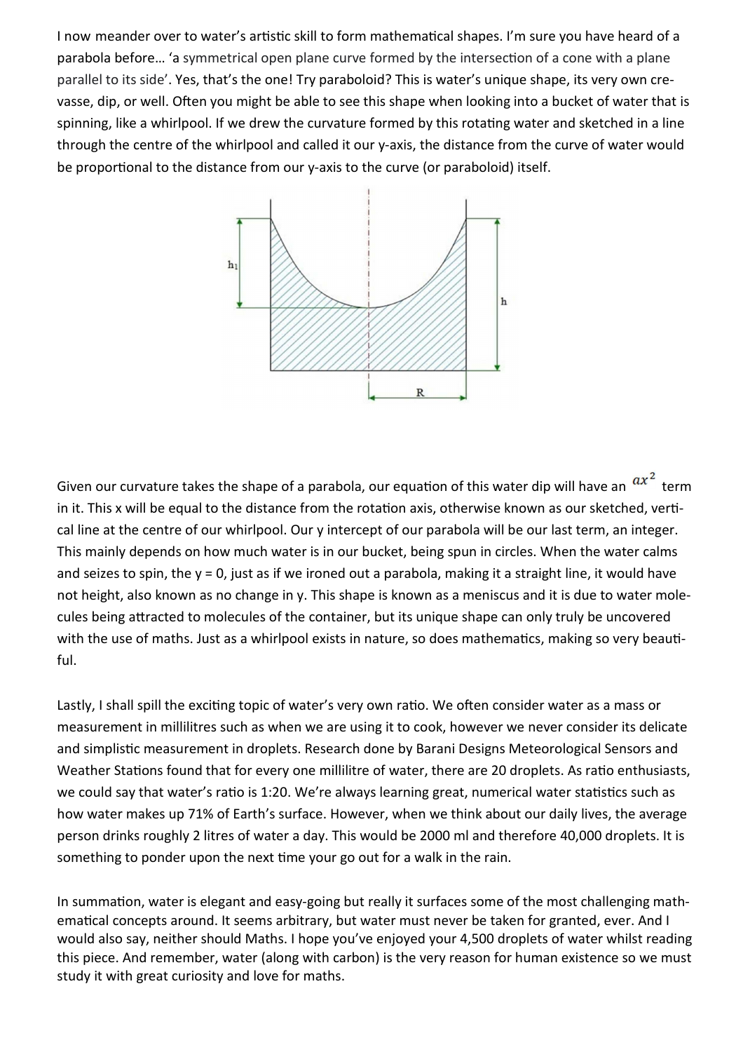I now meander over to water's artistic skill to form mathematical shapes. I'm sure you have heard of a parabola before… 'a symmetrical open plane curve formed by the intersection of a cone with a plane parallel to its side'. Yes, that's the one! Try paraboloid? This is water's unique shape, its very own crevasse, dip, or well. Often you might be able to see this shape when looking into a bucket of water that is spinning, like a whirlpool. If we drew the curvature formed by this rotating water and sketched in a line through the centre of the whirlpool and called it our y-axis, the distance from the curve of water would be proportional to the distance from our y-axis to the curve (or paraboloid) itself.

$h_1$

h

R

Given our curvature takes the shape of a parabola, our equation of this water dip will have an $ax^2$ term in it. This x will be equal to the distance from the rotation axis, otherwise known as our sketched, vertical line at the centre of our whirlpool. Our y intercept of our parabola will be our last term, an integer. This mainly depends on how much water is in our bucket, being spun in circles. When the water calms and seizes to spin, the y = 0, just as if we ironed out a parabola, making it a straight line, it would have not height, also known as no change in y. This shape is known as a meniscus and it is due to water molecules being attracted to molecules of the container, but its unique shape can only truly be uncovered with the use of maths. Just as a whirlpool exists in nature, so does mathematics, making so very beautiful.

Lastly, I shall spill the exciting topic of water's very own ratio. We often consider water as a mass or measurement in millilitres such as when we are using it to cook, however we never consider its delicate and simplistic measurement in droplets. Research done by Barani Designs Meteorological Sensors and Weather Stations found that for every one millilitre of water, there are 20 droplets. As ratio enthusiasts, we could say that water's ratio is 1:20. We're always learning great, numerical water statistics such as how water makes up 71% of Earth's surface. However, when we think about our daily lives, the average person drinks roughly 2 litres of water a day. This would be 2000 ml and therefore 40,000 droplets. It is something to ponder upon the next time your go out for a walk in the rain.

In summation, water is elegant and easy-going but really it surfaces some of the most challenging mathematical concepts around. It seems arbitrary, but water must never be taken for granted, ever. And I would also say, neither should Maths. I hope you've enjoyed your 4,500 droplets of water whilst reading this piece. And remember, water (along with carbon) is the very reason for human existence so we must study it with great curiosity and love for maths.